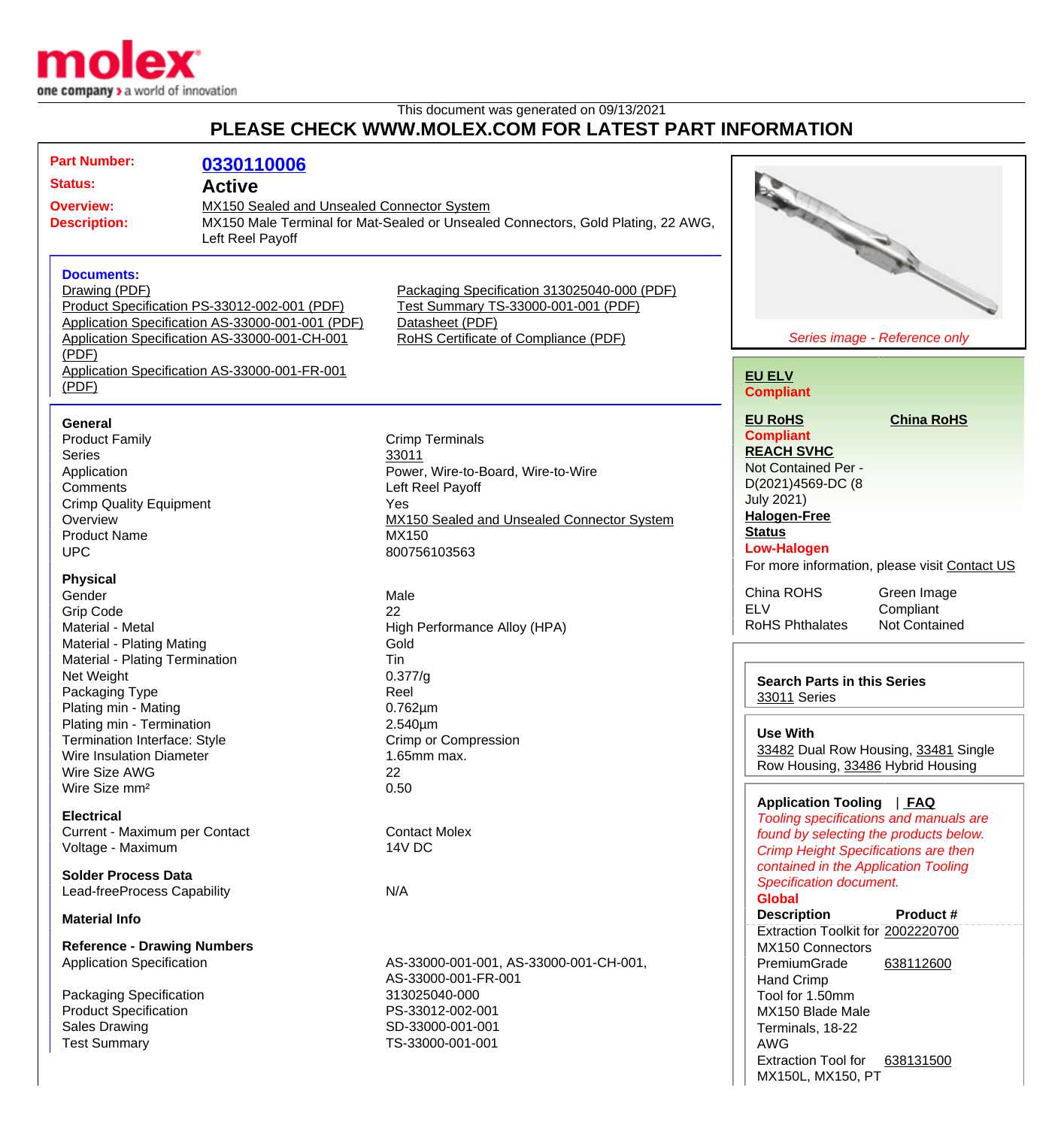This document was generated on 09/13/2021

# PLEASE CHECK WWW.MOLEX.COM FOR LATEST PART INFORMATION

**Part Number:** 0330110006

**Status:** Active

**Overview:** MX150 Sealed and Unsealed Connector System

**Description:** MX150 Male Terminal for Mat-Sealed or Unsealed Connectors, Gold Plating, 22 AWG, Left Reel Payoff

### Documents:

- Drawing (PDF)
- Product Specification PS-33012-002-001 (PDF)
- Application Specification AS-33000-001-001 (PDF)
- Application Specification AS-33000-001-CH-001 (PDF)
- Application Specification AS-33000-001-FR-001 (PDF)
- Packaging Specification 313025040-000 (PDF)
- Test Summary TS-33000-001-001 (PDF)
- Datasheet (PDF)
- RoHS Certificate of Compliance (PDF)

### General

| | |
|---|---|
| Product Family | Crimp Terminals |
| Series | 33011 |
| Application | Power, Wire-to-Board, Wire-to-Wire |
| Comments | Left Reel Payoff |
| Crimp Quality Equipment | Yes |
| Overview | MX150 Sealed and Unsealed Connector System |
| Product Name | MX150 |
| UPC | 800756103563 |

### Physical

| | |
|---|---|
| Gender | Male |
| Grip Code | 22 |
| Material - Metal | High Performance Alloy (HPA) |
| Material - Plating Mating | Gold |
| Material - Plating Termination | Tin |
| Net Weight | 0.377/g |
| Packaging Type | Reel |
| Plating min - Mating | 0.762µm |
| Plating min - Termination | 2.540µm |
| Termination Interface: Style | Crimp or Compression |
| Wire Insulation Diameter | 1.65mm max. |
| Wire Size AWG | 22 |
| Wire Size mm² | 0.50 |

### Electrical

| | |
|---|---|
| Current - Maximum per Contact | Contact Molex |
| Voltage - Maximum | 14V DC |

### Solder Process Data

| | |
|---|---|
| Lead-freeProcess Capability | N/A |

### Material Info

### Reference - Drawing Numbers

| | |
|---|---|
| Application Specification | AS-33000-001-001, AS-33000-001-CH-001, AS-33000-001-FR-001 |
| Packaging Specification | 313025040-000 |
| Product Specification | PS-33012-002-001 |
| Sales Drawing | SD-33000-001-001 |
| Test Summary | TS-33000-001-001 |

*Series image - Reference only*

**EU ELV**
**Compliant**

**EU RoHS**
**Compliant**

**China RoHS**

**REACH SVHC**
Not Contained Per - D(2021)4569-DC (8 July 2021)

**Halogen-Free Status**
**Low-Halogen**

For more information, please visit Contact US

| | |
|---|---|
| China ROHS | Green Image |
| ELV | Compliant |
| RoHS Phthalates | Not Contained |

**Search Parts in this Series**
33011 Series

**Use With**
33482 Dual Row Housing, 33481 Single Row Housing, 33486 Hybrid Housing

**Application Tooling** | FAQ

*Tooling specifications and manuals are found by selecting the products below. Crimp Height Specifications are then contained in the Application Tooling Specification document.*

**Global**

| Description | Product # |
|---|---|
| Extraction Toolkit for MX150 Connectors | 2002220700 |
| PremiumGrade Hand Crimp Tool for 1.50mm MX150 Blade Male Terminals, 18-22 AWG | 638112600 |
| Extraction Tool for MX150L, MX150, PT | 638131500 |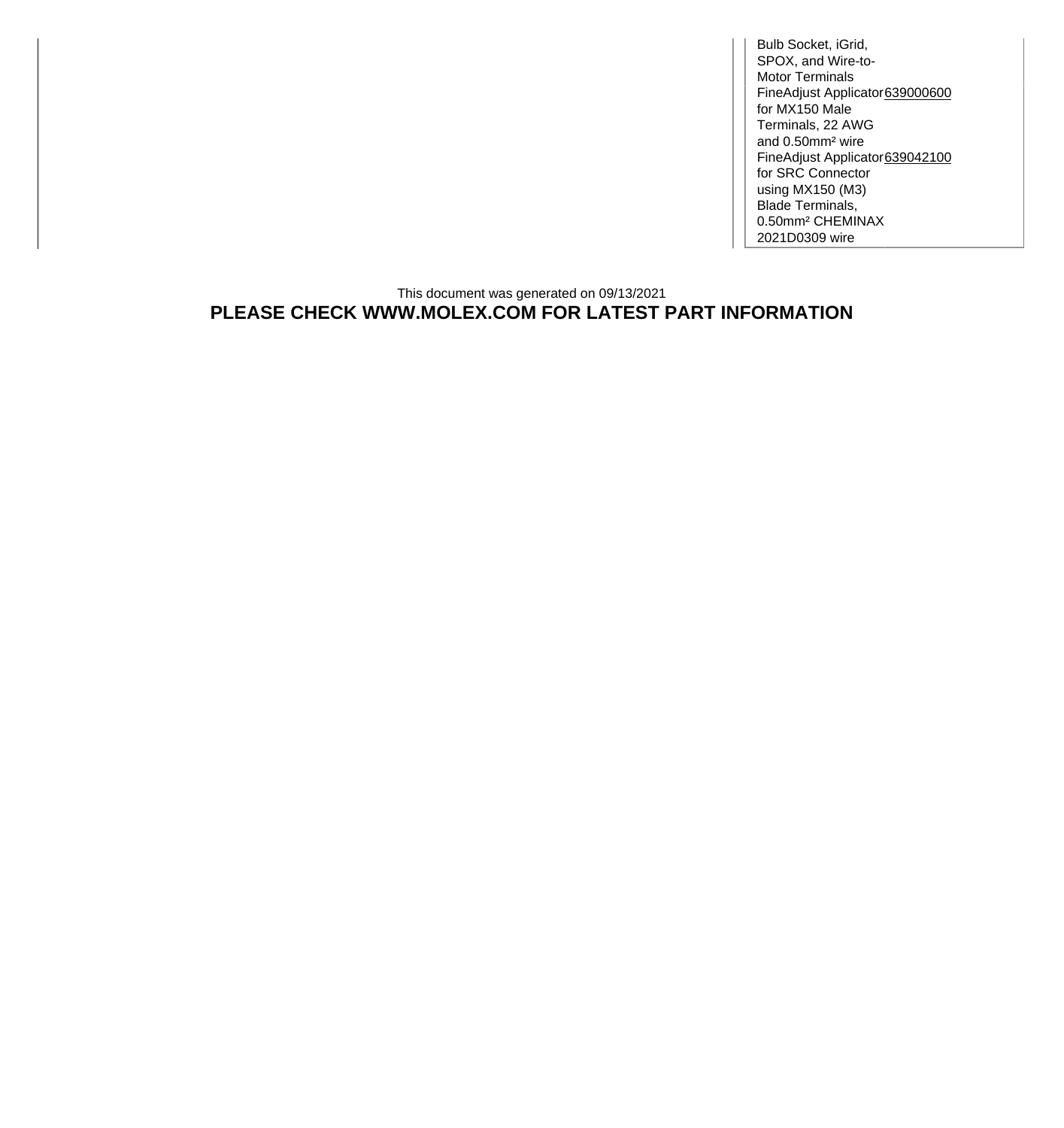| | |
|---|---|
| Bulb Socket, iGrid, SPOX, and Wire-to-Motor Terminals | |
| FineAdjust Applicator for MX150 Male Terminals, 22 AWG and 0.50mm² wire | 639000600 |
| FineAdjust Applicator for SRC Connector using MX150 (M3) Blade Terminals, 0.50mm² CHEMINAX 2021D0309 wire | 639042100 |

This document was generated on 09/13/2021

**PLEASE CHECK WWW.MOLEX.COM FOR LATEST PART INFORMATION**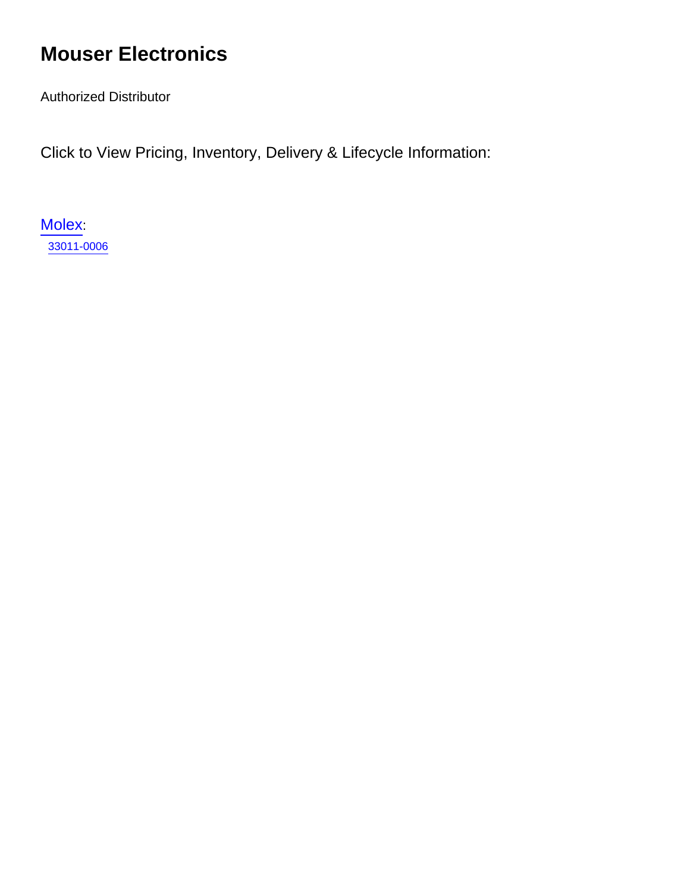# Mouser Electronics

Authorized Distributor

Click to View Pricing, Inventory, Delivery & Lifecycle Information:

Molex:

33011-0006